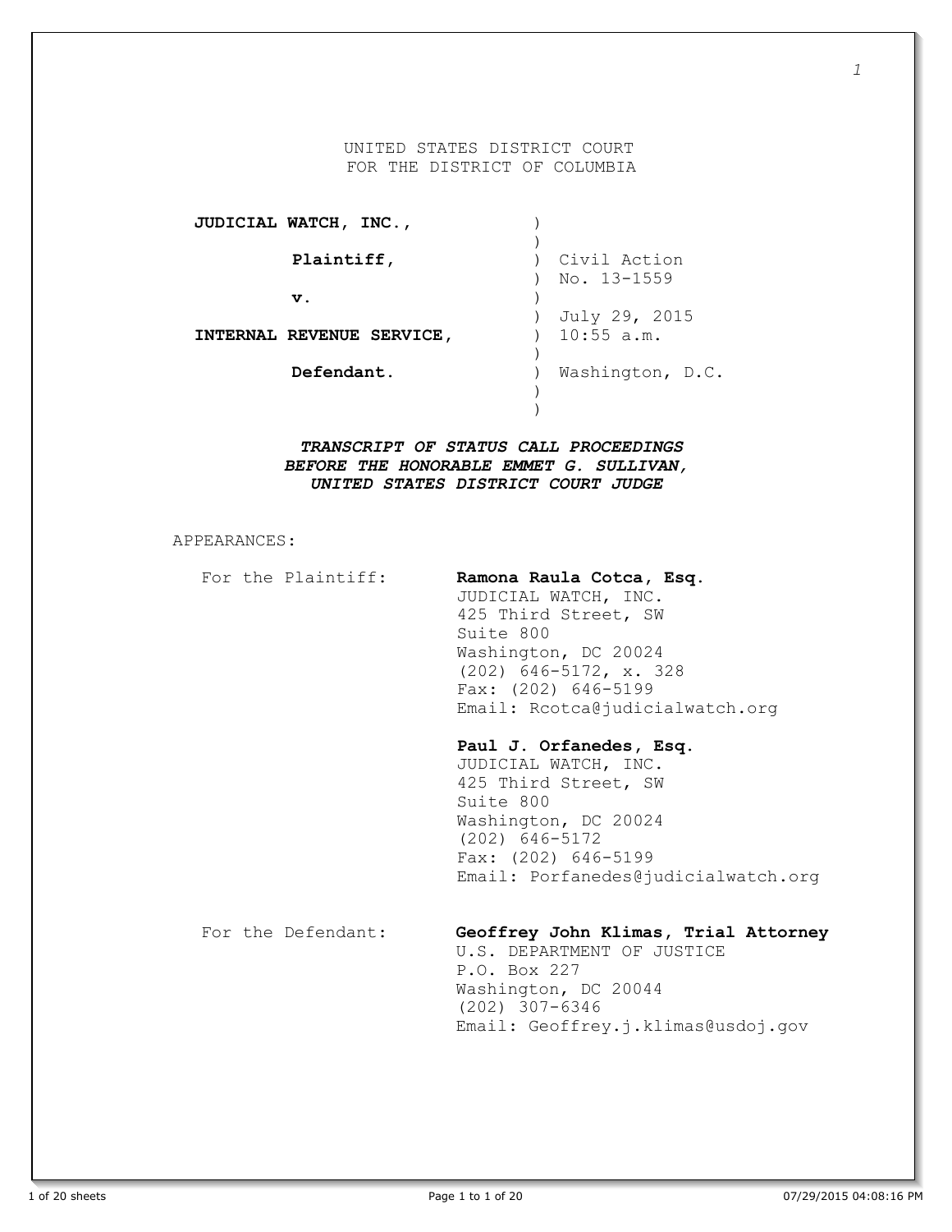UNITED STATES DISTRICT COURT
FOR THE DISTRICT OF COLUMBIA

| | | |
|---|---|---|
| **JUDICIAL WATCH, INC.,** | ) | |
| | ) | |
| **Plaintiff,** | ) | Civil Action |
| | ) | No. 13-1559 |
| **v.** | ) | |
| | ) | July 29, 2015 |
| **INTERNAL REVENUE SERVICE,** | ) | 10:55 a.m. |
| | ) | |
| **Defendant.** | ) | Washington, D.C. |
| | ) | |
| | ) | |

***TRANSCRIPT OF STATUS CALL PROCEEDINGS***
***BEFORE THE HONORABLE EMMET G. SULLIVAN,***
***UNITED STATES DISTRICT COURT JUDGE***

APPEARANCES:

For the Plaintiff:

**Ramona Raula Cotca, Esq.**
JUDICIAL WATCH, INC.
425 Third Street, SW
Suite 800
Washington, DC 20024
(202) 646-5172, x. 328
Fax: (202) 646-5199
Email: Rcotca@judicialwatch.org

**Paul J. Orfanedes, Esq.**
JUDICIAL WATCH, INC.
425 Third Street, SW
Suite 800
Washington, DC 20024
(202) 646-5172
Fax: (202) 646-5199
Email: Porfanedes@judicialwatch.org

For the Defendant:

**Geoffrey John Klimas, Trial Attorney**
U.S. DEPARTMENT OF JUSTICE
P.O. Box 227
Washington, DC 20044
(202) 307-6346
Email: Geoffrey.j.klimas@usdoj.gov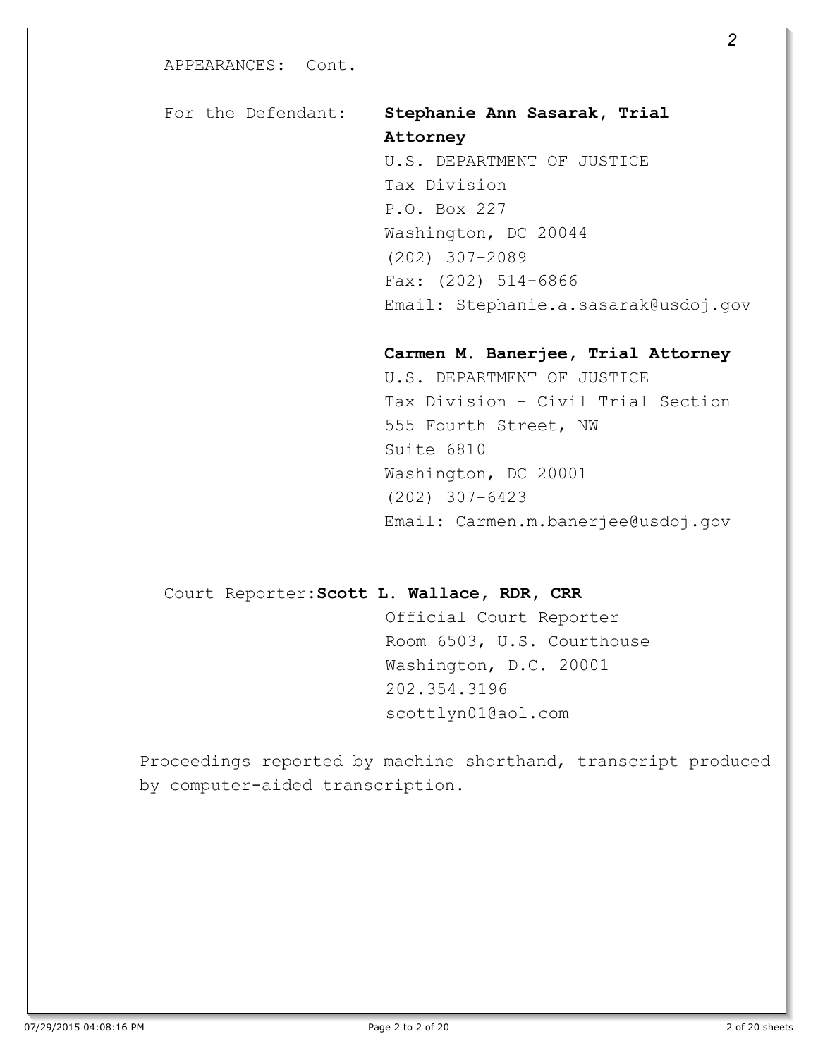APPEARANCES: Cont.

For the Defendant:

**Stephanie Ann Sasarak, Trial Attorney**
U.S. DEPARTMENT OF JUSTICE
Tax Division
P.O. Box 227
Washington, DC 20044
(202) 307-2089
Fax: (202) 514-6866
Email: Stephanie.a.sasarak@usdoj.gov

**Carmen M. Banerjee, Trial Attorney**
U.S. DEPARTMENT OF JUSTICE
Tax Division - Civil Trial Section
555 Fourth Street, NW
Suite 6810
Washington, DC 20001
(202) 307-6423
Email: Carmen.m.banerjee@usdoj.gov

Court Reporter:

**Scott L. Wallace, RDR, CRR**
Official Court Reporter
Room 6503, U.S. Courthouse
Washington, D.C. 20001
202.354.3196
scottlyn01@aol.com

Proceedings reported by machine shorthand, transcript produced by computer-aided transcription.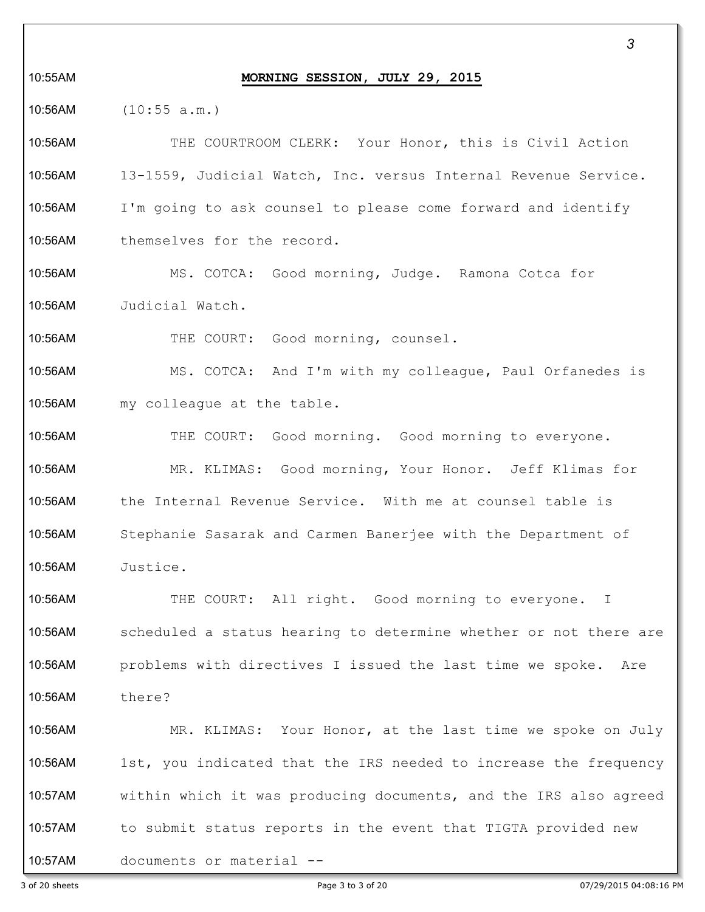**MORNING SESSION, JULY 29, 2015**

(10:55 a.m.)

THE COURTROOM CLERK: Your Honor, this is Civil Action 13-1559, Judicial Watch, Inc. versus Internal Revenue Service. I'm going to ask counsel to please come forward and identify themselves for the record.

MS. COTCA: Good morning, Judge. Ramona Cotca for Judicial Watch.

THE COURT: Good morning, counsel.

MS. COTCA: And I'm with my colleague, Paul Orfanedes is my colleague at the table.

THE COURT: Good morning. Good morning to everyone.

MR. KLIMAS: Good morning, Your Honor. Jeff Klimas for the Internal Revenue Service. With me at counsel table is Stephanie Sasarak and Carmen Banerjee with the Department of Justice.

THE COURT: All right. Good morning to everyone. I scheduled a status hearing to determine whether or not there are problems with directives I issued the last time we spoke. Are there?

MR. KLIMAS: Your Honor, at the last time we spoke on July 1st, you indicated that the IRS needed to increase the frequency within which it was producing documents, and the IRS also agreed to submit status reports in the event that TIGTA provided new documents or material --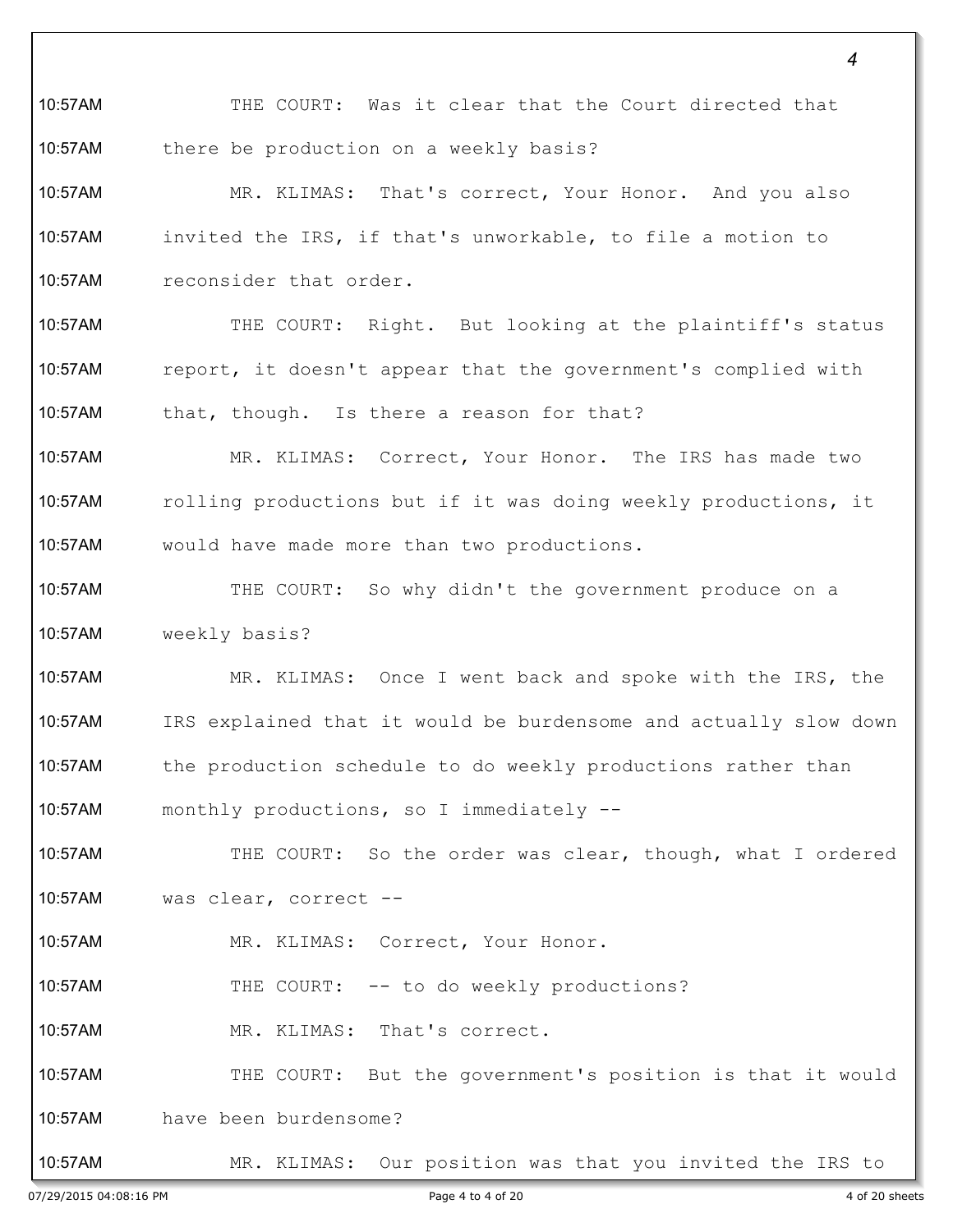THE COURT: Was it clear that the Court directed that there be production on a weekly basis?

MR. KLIMAS: That's correct, Your Honor. And you also invited the IRS, if that's unworkable, to file a motion to reconsider that order.

THE COURT: Right. But looking at the plaintiff's status report, it doesn't appear that the government's complied with that, though. Is there a reason for that?

MR. KLIMAS: Correct, Your Honor. The IRS has made two rolling productions but if it was doing weekly productions, it would have made more than two productions.

THE COURT: So why didn't the government produce on a weekly basis?

MR. KLIMAS: Once I went back and spoke with the IRS, the IRS explained that it would be burdensome and actually slow down the production schedule to do weekly productions rather than monthly productions, so I immediately --

THE COURT: So the order was clear, though, what I ordered was clear, correct --

MR. KLIMAS: Correct, Your Honor.

THE COURT: -- to do weekly productions?

MR. KLIMAS: That's correct.

THE COURT: But the government's position is that it would have been burdensome?

MR. KLIMAS: Our position was that you invited the IRS to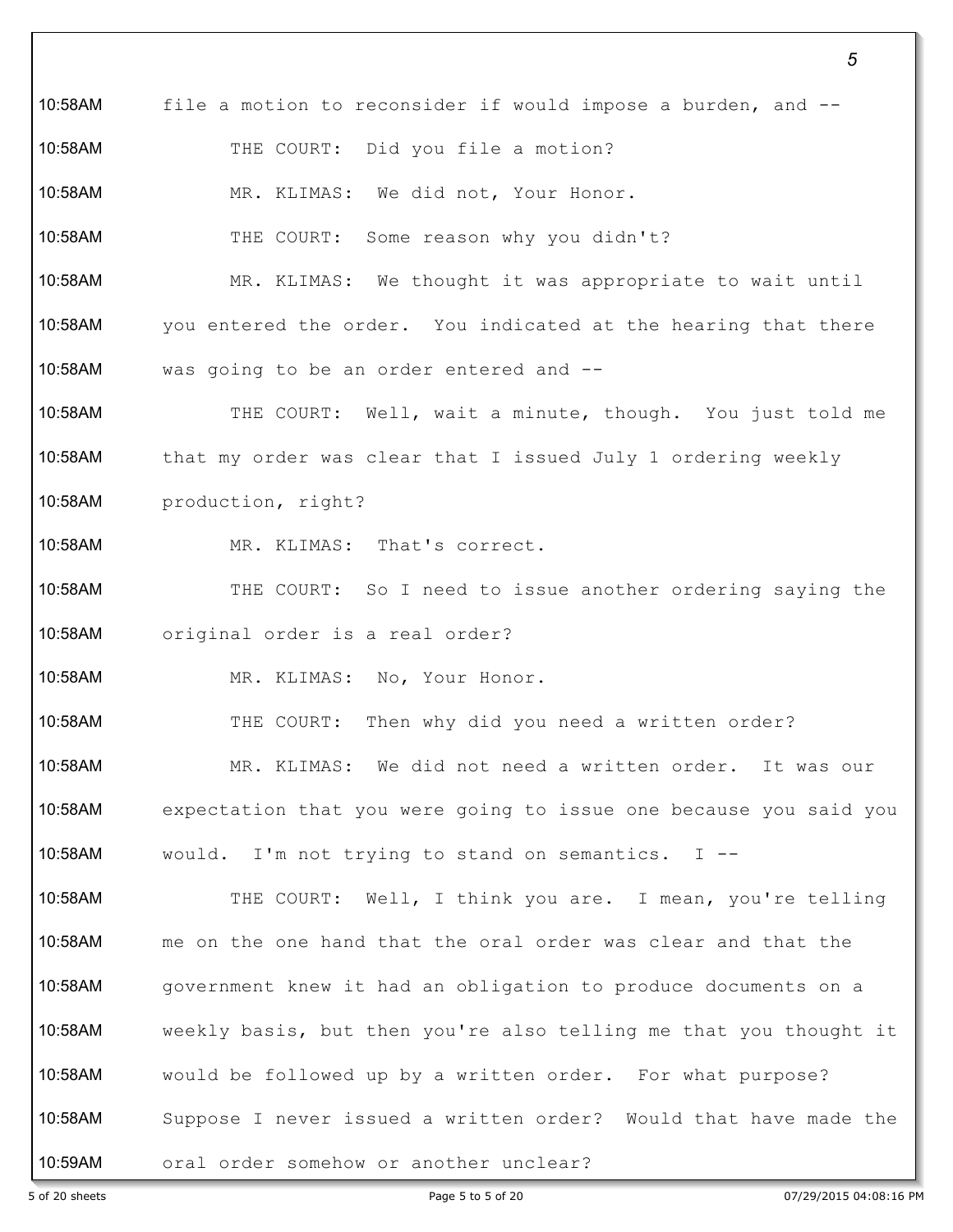file a motion to reconsider if would impose a burden, and --

THE COURT: Did you file a motion?

MR. KLIMAS: We did not, Your Honor.

THE COURT: Some reason why you didn't?

MR. KLIMAS: We thought it was appropriate to wait until you entered the order. You indicated at the hearing that there was going to be an order entered and --

THE COURT: Well, wait a minute, though. You just told me that my order was clear that I issued July 1 ordering weekly production, right?

MR. KLIMAS: That's correct.

THE COURT: So I need to issue another ordering saying the original order is a real order?

MR. KLIMAS: No, Your Honor.

THE COURT: Then why did you need a written order?

MR. KLIMAS: We did not need a written order. It was our expectation that you were going to issue one because you said you would. I'm not trying to stand on semantics. I --

THE COURT: Well, I think you are. I mean, you're telling me on the one hand that the oral order was clear and that the government knew it had an obligation to produce documents on a weekly basis, but then you're also telling me that you thought it would be followed up by a written order. For what purpose? Suppose I never issued a written order? Would that have made the oral order somehow or another unclear?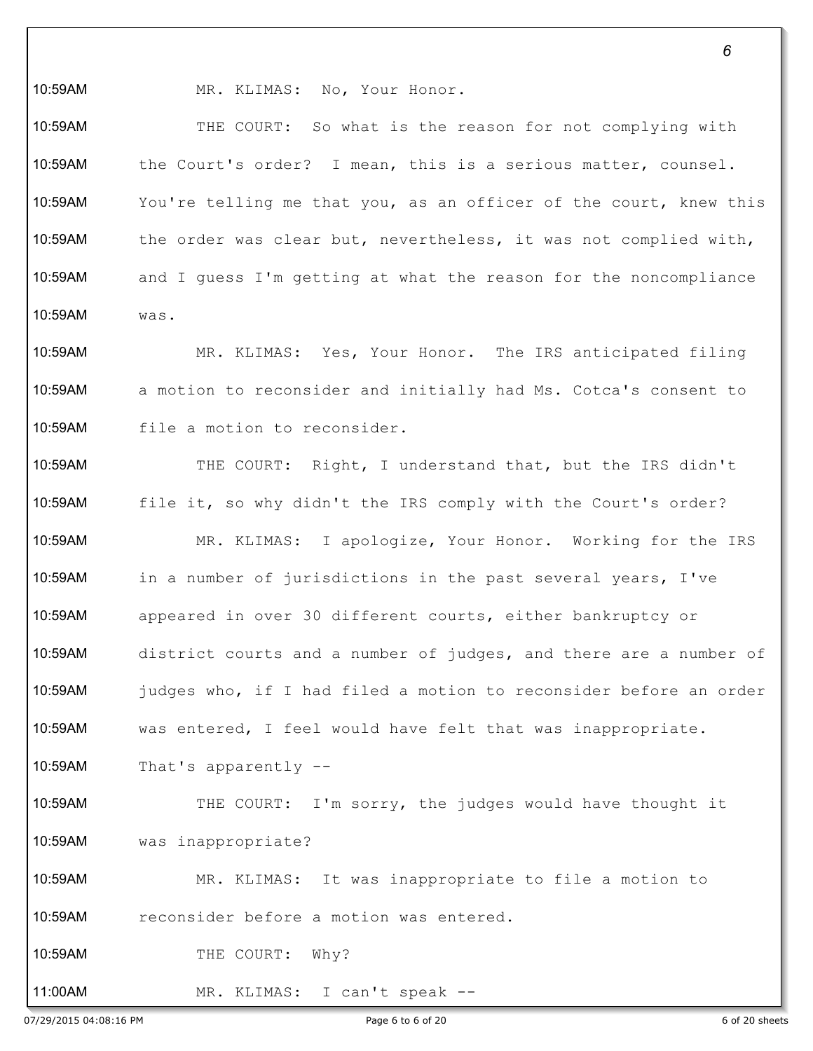10:59AM MR. KLIMAS: No, Your Honor.

10:59AM THE COURT: So what is the reason for not complying with

10:59AM the Court's order? I mean, this is a serious matter, counsel.

10:59AM You're telling me that you, as an officer of the court, knew this

10:59AM the order was clear but, nevertheless, it was not complied with,

10:59AM and I guess I'm getting at what the reason for the noncompliance

10:59AM was.

10:59AM MR. KLIMAS: Yes, Your Honor. The IRS anticipated filing

10:59AM a motion to reconsider and initially had Ms. Cotca's consent to

10:59AM file a motion to reconsider.

10:59AM THE COURT: Right, I understand that, but the IRS didn't

10:59AM file it, so why didn't the IRS comply with the Court's order?

10:59AM MR. KLIMAS: I apologize, Your Honor. Working for the IRS

10:59AM in a number of jurisdictions in the past several years, I've

10:59AM appeared in over 30 different courts, either bankruptcy or

10:59AM district courts and a number of judges, and there are a number of

10:59AM judges who, if I had filed a motion to reconsider before an order

10:59AM was entered, I feel would have felt that was inappropriate.

10:59AM That's apparently --

10:59AM THE COURT: I'm sorry, the judges would have thought it

10:59AM was inappropriate?

10:59AM MR. KLIMAS: It was inappropriate to file a motion to

10:59AM reconsider before a motion was entered.

10:59AM THE COURT: Why?

11:00AM MR. KLIMAS: I can't speak --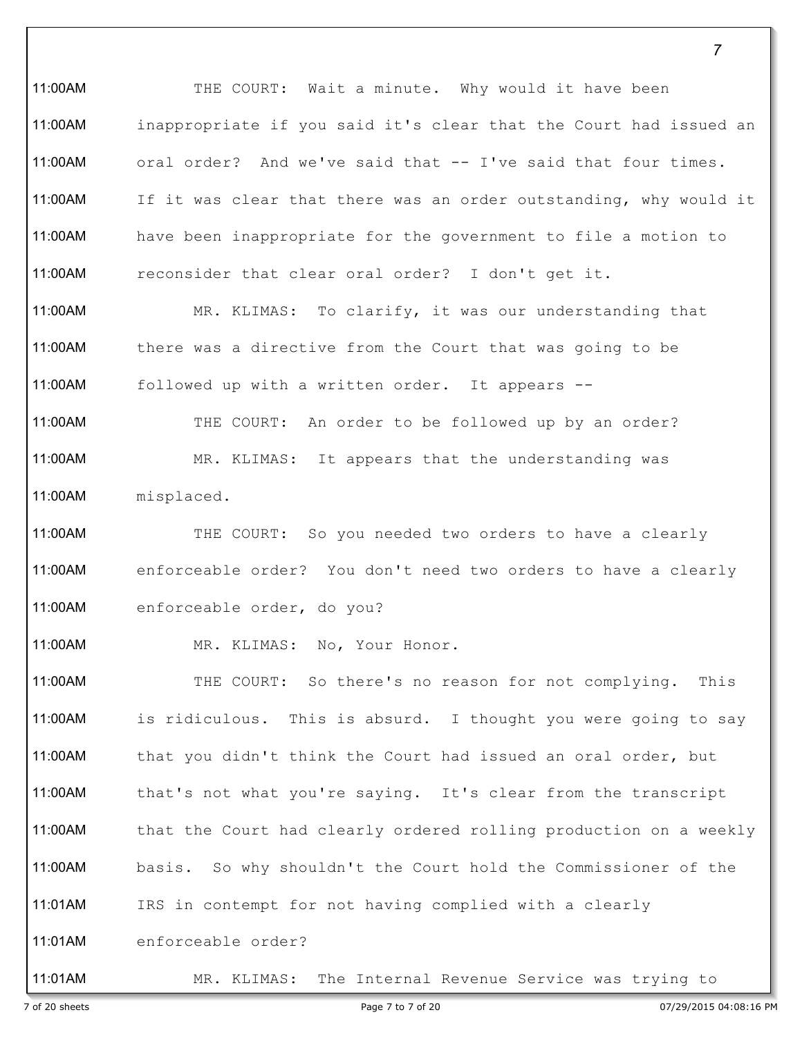THE COURT: Wait a minute. Why would it have been inappropriate if you said it's clear that the Court had issued an oral order? And we've said that -- I've said that four times. If it was clear that there was an order outstanding, why would it have been inappropriate for the government to file a motion to reconsider that clear oral order? I don't get it.

MR. KLIMAS: To clarify, it was our understanding that there was a directive from the Court that was going to be followed up with a written order. It appears --

THE COURT: An order to be followed up by an order?

MR. KLIMAS: It appears that the understanding was misplaced.

THE COURT: So you needed two orders to have a clearly enforceable order? You don't need two orders to have a clearly enforceable order, do you?

MR. KLIMAS: No, Your Honor.

THE COURT: So there's no reason for not complying. This is ridiculous. This is absurd. I thought you were going to say that you didn't think the Court had issued an oral order, but that's not what you're saying. It's clear from the transcript that the Court had clearly ordered rolling production on a weekly basis. So why shouldn't the Court hold the Commissioner of the IRS in contempt for not having complied with a clearly enforceable order?

MR. KLIMAS: The Internal Revenue Service was trying to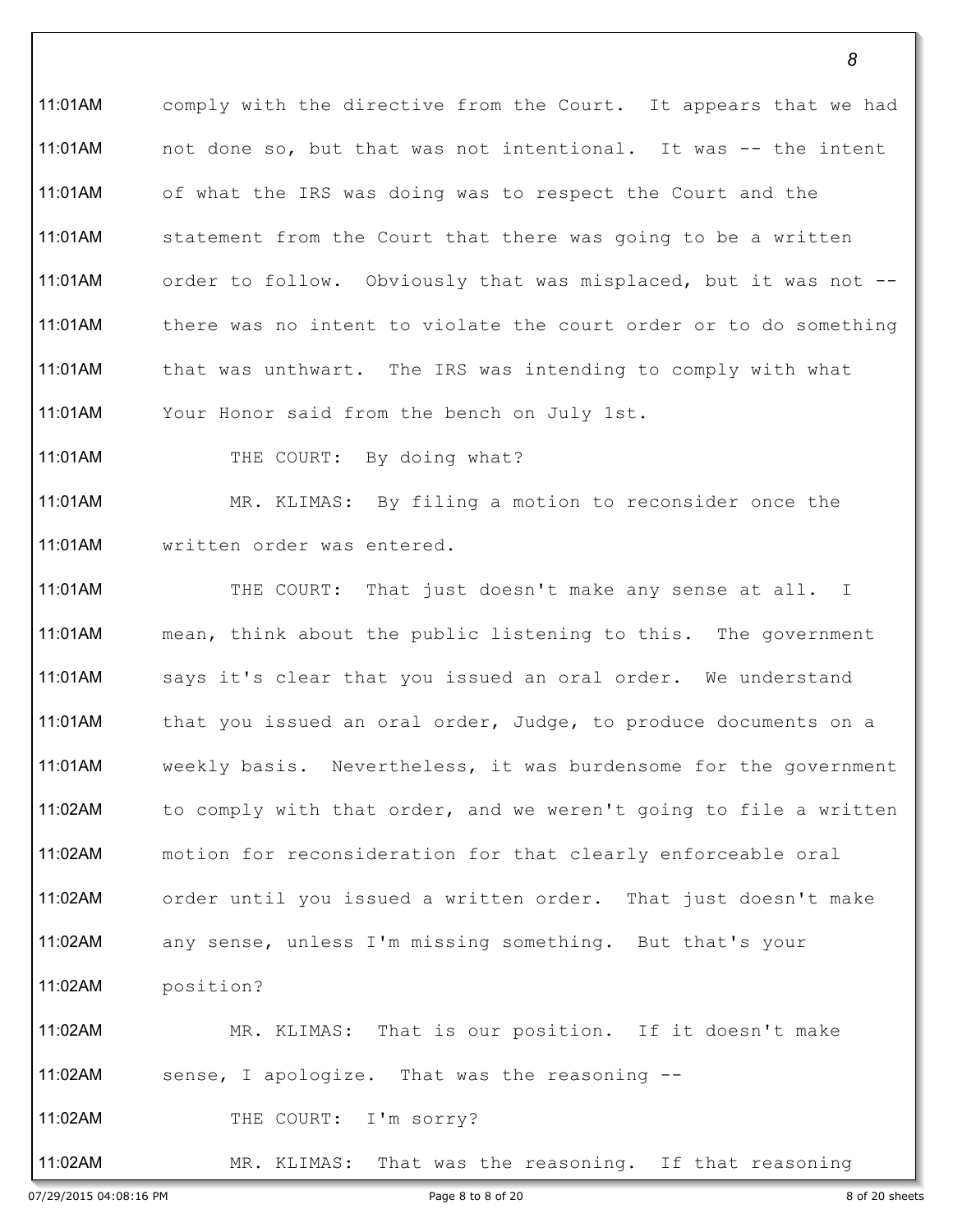comply with the directive from the Court. It appears that we had not done so, but that was not intentional. It was -- the intent of what the IRS was doing was to respect the Court and the statement from the Court that there was going to be a written order to follow. Obviously that was misplaced, but it was not -- there was no intent to violate the court order or to do something that was unthwart. The IRS was intending to comply with what Your Honor said from the bench on July 1st.

THE COURT: By doing what?

MR. KLIMAS: By filing a motion to reconsider once the written order was entered.

THE COURT: That just doesn't make any sense at all. I mean, think about the public listening to this. The government says it's clear that you issued an oral order. We understand that you issued an oral order, Judge, to produce documents on a weekly basis. Nevertheless, it was burdensome for the government to comply with that order, and we weren't going to file a written motion for reconsideration for that clearly enforceable oral order until you issued a written order. That just doesn't make any sense, unless I'm missing something. But that's your position?

MR. KLIMAS: That is our position. If it doesn't make sense, I apologize. That was the reasoning --

THE COURT: I'm sorry?

MR. KLIMAS: That was the reasoning. If that reasoning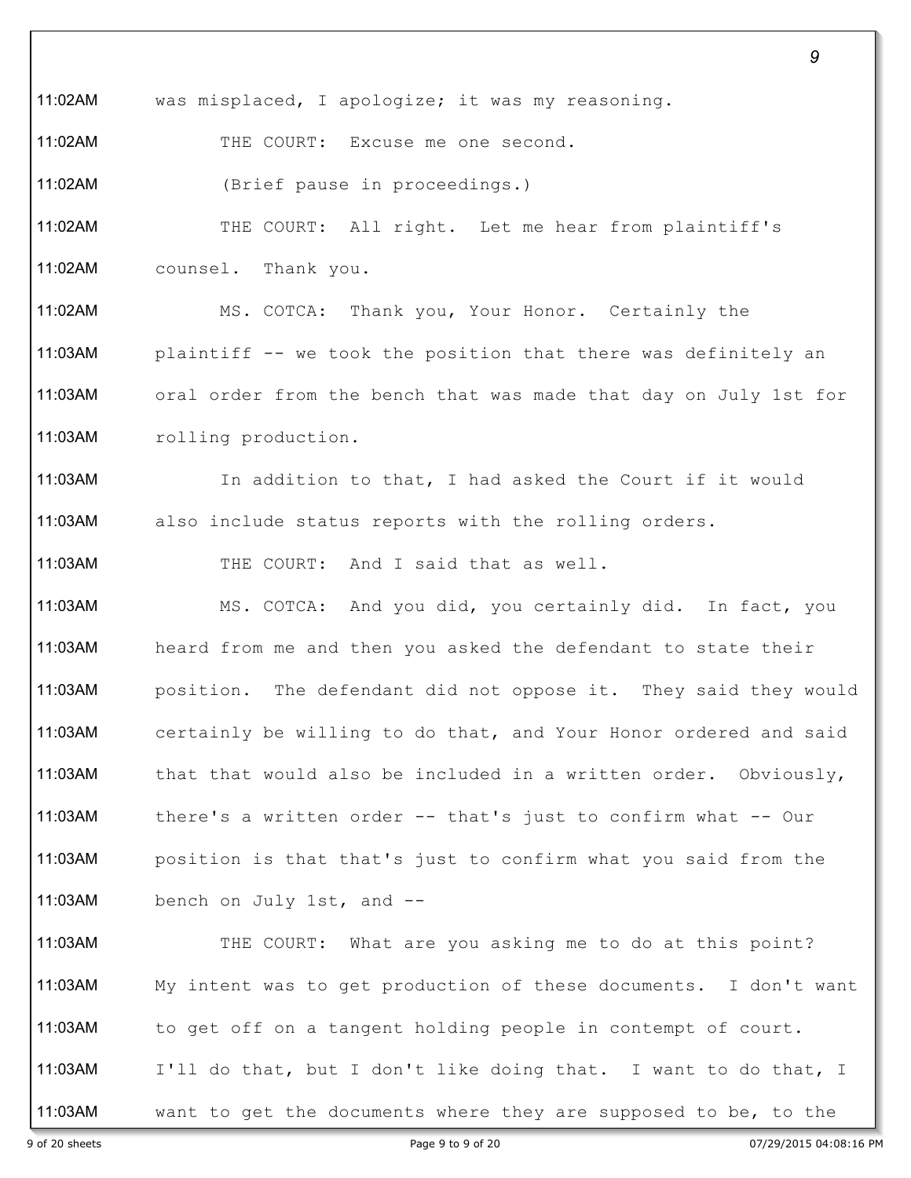11:02AM was misplaced, I apologize; it was my reasoning.

11:02AM THE COURT: Excuse me one second.

11:02AM (Brief pause in proceedings.)

11:02AM THE COURT: All right. Let me hear from plaintiff's

11:02AM counsel. Thank you.

11:02AM MS. COTCA: Thank you, Your Honor. Certainly the

11:03AM plaintiff -- we took the position that there was definitely an

11:03AM oral order from the bench that was made that day on July 1st for

11:03AM rolling production.

11:03AM In addition to that, I had asked the Court if it would

11:03AM also include status reports with the rolling orders.

11:03AM THE COURT: And I said that as well.

11:03AM MS. COTCA: And you did, you certainly did. In fact, you

11:03AM heard from me and then you asked the defendant to state their

11:03AM position. The defendant did not oppose it. They said they would

11:03AM certainly be willing to do that, and Your Honor ordered and said

11:03AM that that would also be included in a written order. Obviously,

11:03AM there's a written order -- that's just to confirm what -- Our

11:03AM position is that that's just to confirm what you said from the

11:03AM bench on July 1st, and --

11:03AM THE COURT: What are you asking me to do at this point?

11:03AM My intent was to get production of these documents. I don't want

11:03AM to get off on a tangent holding people in contempt of court.

11:03AM I'll do that, but I don't like doing that. I want to do that, I

11:03AM want to get the documents where they are supposed to be, to the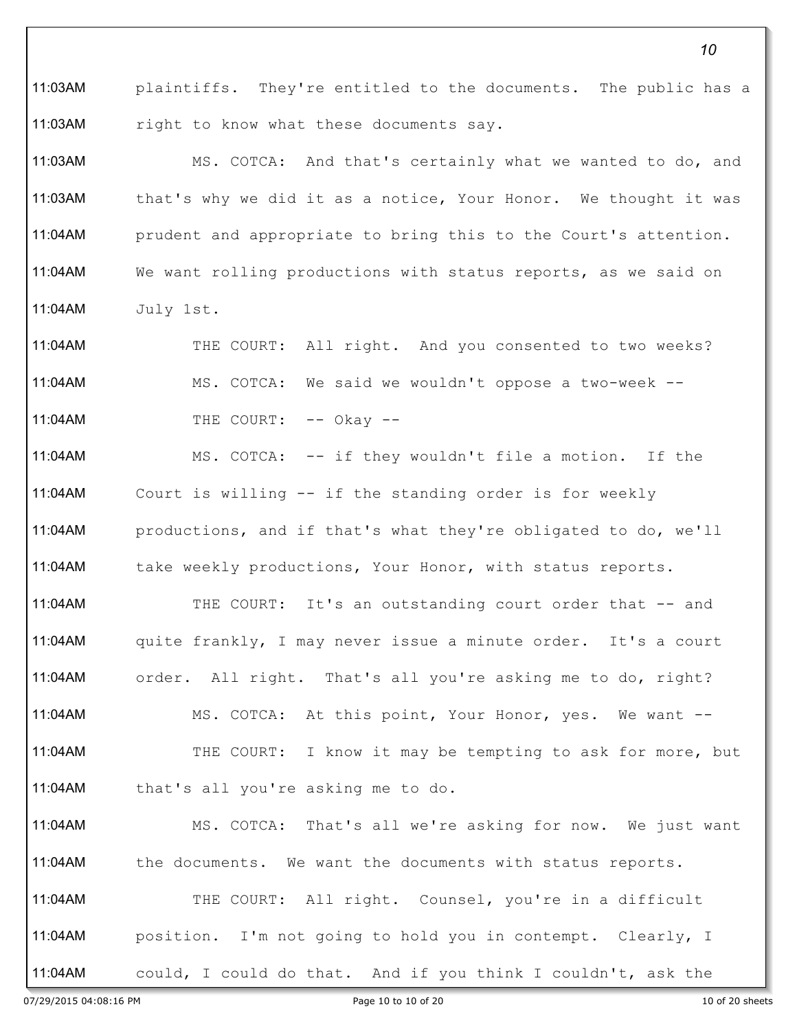11:03AM plaintiffs. They're entitled to the documents. The public has a

11:03AM right to know what these documents say.

11:03AM MS. COTCA: And that's certainly what we wanted to do, and

11:03AM that's why we did it as a notice, Your Honor. We thought it was

11:04AM prudent and appropriate to bring this to the Court's attention.

11:04AM We want rolling productions with status reports, as we said on

11:04AM July 1st.

11:04AM THE COURT: All right. And you consented to two weeks?

11:04AM MS. COTCA: We said we wouldn't oppose a two-week --

11:04AM THE COURT: -- Okay --

11:04AM MS. COTCA: -- if they wouldn't file a motion. If the

11:04AM Court is willing -- if the standing order is for weekly

11:04AM productions, and if that's what they're obligated to do, we'll

11:04AM take weekly productions, Your Honor, with status reports.

11:04AM THE COURT: It's an outstanding court order that -- and

11:04AM quite frankly, I may never issue a minute order. It's a court

11:04AM order. All right. That's all you're asking me to do, right?

11:04AM MS. COTCA: At this point, Your Honor, yes. We want --

11:04AM THE COURT: I know it may be tempting to ask for more, but

11:04AM that's all you're asking me to do.

11:04AM MS. COTCA: That's all we're asking for now. We just want

11:04AM the documents. We want the documents with status reports.

11:04AM THE COURT: All right. Counsel, you're in a difficult

11:04AM position. I'm not going to hold you in contempt. Clearly, I

11:04AM could, I could do that. And if you think I couldn't, ask the

07/29/2015 04:08:16 PM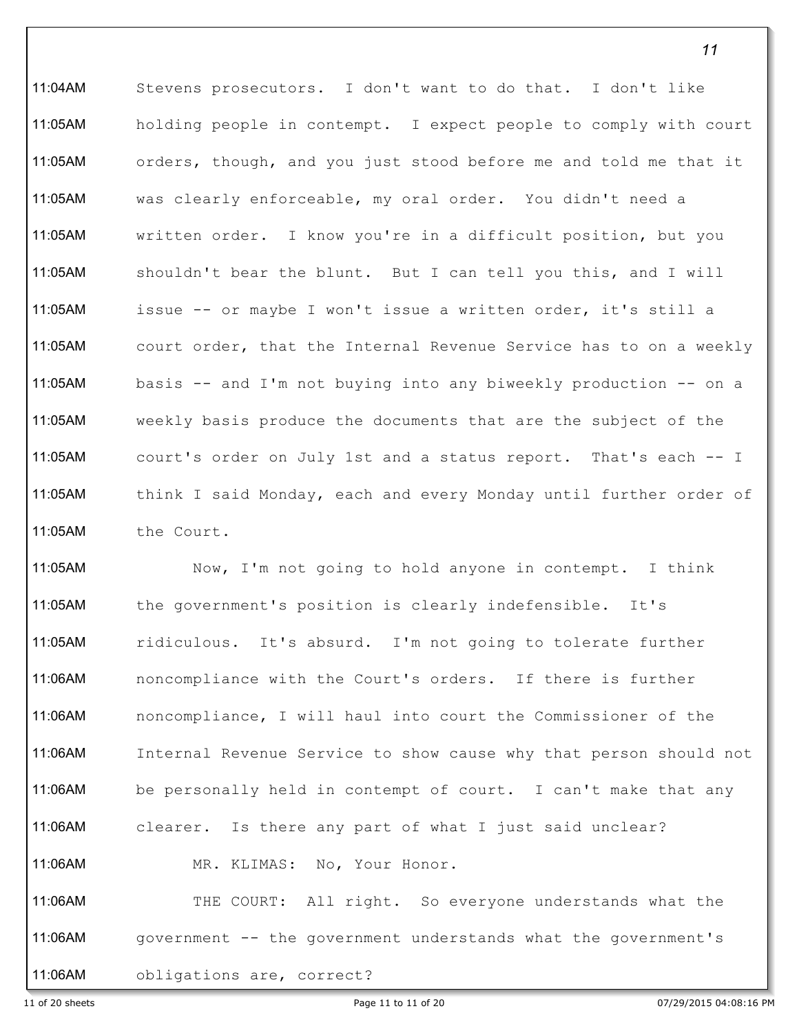11:04AM Stevens prosecutors. I don't want to do that. I don't like
11:05AM holding people in contempt. I expect people to comply with court
11:05AM orders, though, and you just stood before me and told me that it
11:05AM was clearly enforceable, my oral order. You didn't need a
11:05AM written order. I know you're in a difficult position, but you
11:05AM shouldn't bear the blunt. But I can tell you this, and I will
11:05AM issue -- or maybe I won't issue a written order, it's still a
11:05AM court order, that the Internal Revenue Service has to on a weekly
11:05AM basis -- and I'm not buying into any biweekly production -- on a
11:05AM weekly basis produce the documents that are the subject of the
11:05AM court's order on July 1st and a status report. That's each -- I
11:05AM think I said Monday, each and every Monday until further order of
11:05AM the Court.

11:05AM Now, I'm not going to hold anyone in contempt. I think
11:05AM the government's position is clearly indefensible. It's
11:05AM ridiculous. It's absurd. I'm not going to tolerate further
11:06AM noncompliance with the Court's orders. If there is further
11:06AM noncompliance, I will haul into court the Commissioner of the
11:06AM Internal Revenue Service to show cause why that person should not
11:06AM be personally held in contempt of court. I can't make that any
11:06AM clearer. Is there any part of what I just said unclear?

11:06AM MR. KLIMAS: No, Your Honor.

11:06AM THE COURT: All right. So everyone understands what the
11:06AM government -- the government understands what the government's
11:06AM obligations are, correct?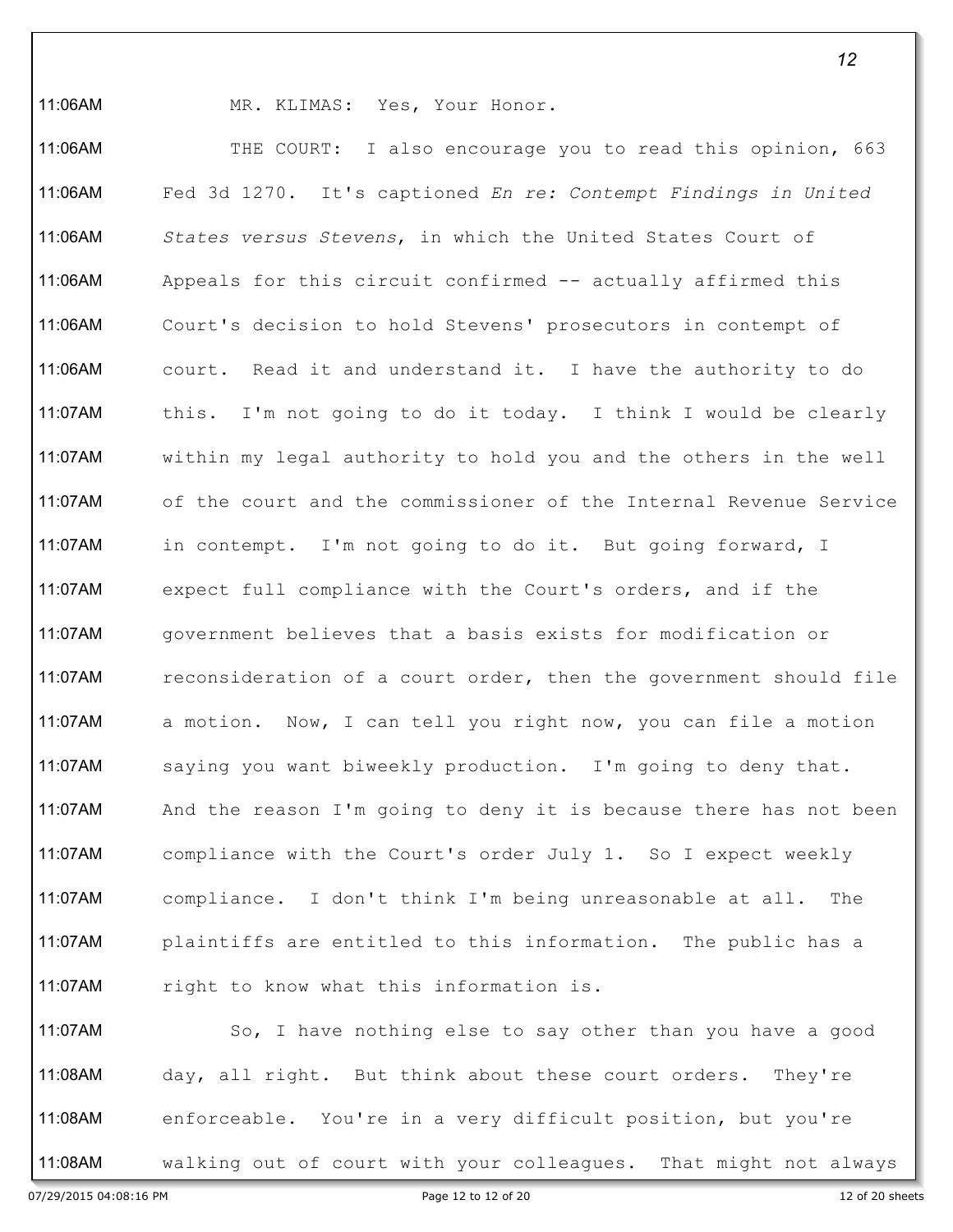MR. KLIMAS: Yes, Your Honor.

THE COURT: I also encourage you to read this opinion, 663 Fed 3d 1270. It's captioned *En re: Contempt Findings in United States versus Stevens*, in which the United States Court of Appeals for this circuit confirmed -- actually affirmed this Court's decision to hold Stevens' prosecutors in contempt of court. Read it and understand it. I have the authority to do this. I'm not going to do it today. I think I would be clearly within my legal authority to hold you and the others in the well of the court and the commissioner of the Internal Revenue Service in contempt. I'm not going to do it. But going forward, I expect full compliance with the Court's orders, and if the government believes that a basis exists for modification or reconsideration of a court order, then the government should file a motion. Now, I can tell you right now, you can file a motion saying you want biweekly production. I'm going to deny that. And the reason I'm going to deny it is because there has not been compliance with the Court's order July 1. So I expect weekly compliance. I don't think I'm being unreasonable at all. The plaintiffs are entitled to this information. The public has a right to know what this information is.

So, I have nothing else to say other than you have a good day, all right. But think about these court orders. They're enforceable. You're in a very difficult position, but you're walking out of court with your colleagues. That might not always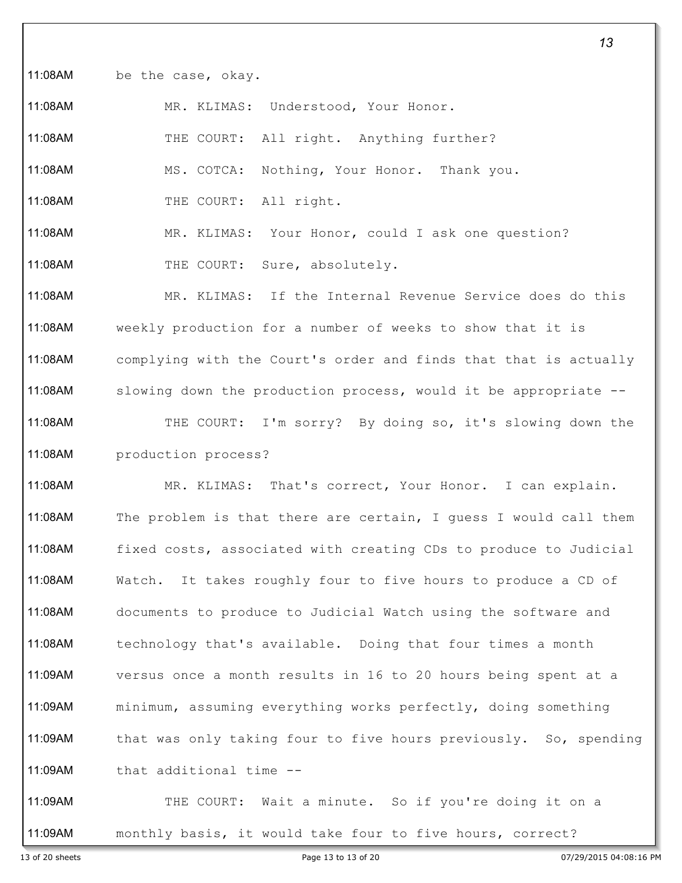11:08AM be the case, okay.

11:08AM MR. KLIMAS: Understood, Your Honor.

11:08AM THE COURT: All right. Anything further?

11:08AM MS. COTCA: Nothing, Your Honor. Thank you.

11:08AM THE COURT: All right.

11:08AM MR. KLIMAS: Your Honor, could I ask one question?

11:08AM THE COURT: Sure, absolutely.

11:08AM MR. KLIMAS: If the Internal Revenue Service does do this

11:08AM weekly production for a number of weeks to show that it is

11:08AM complying with the Court's order and finds that that is actually

11:08AM slowing down the production process, would it be appropriate --

11:08AM THE COURT: I'm sorry? By doing so, it's slowing down the

11:08AM production process?

11:08AM MR. KLIMAS: That's correct, Your Honor. I can explain.

11:08AM The problem is that there are certain, I guess I would call them

11:08AM fixed costs, associated with creating CDs to produce to Judicial

11:08AM Watch. It takes roughly four to five hours to produce a CD of

11:08AM documents to produce to Judicial Watch using the software and

11:08AM technology that's available. Doing that four times a month

11:09AM versus once a month results in 16 to 20 hours being spent at a

11:09AM minimum, assuming everything works perfectly, doing something

11:09AM that was only taking four to five hours previously. So, spending

11:09AM that additional time --

11:09AM THE COURT: Wait a minute. So if you're doing it on a

11:09AM monthly basis, it would take four to five hours, correct?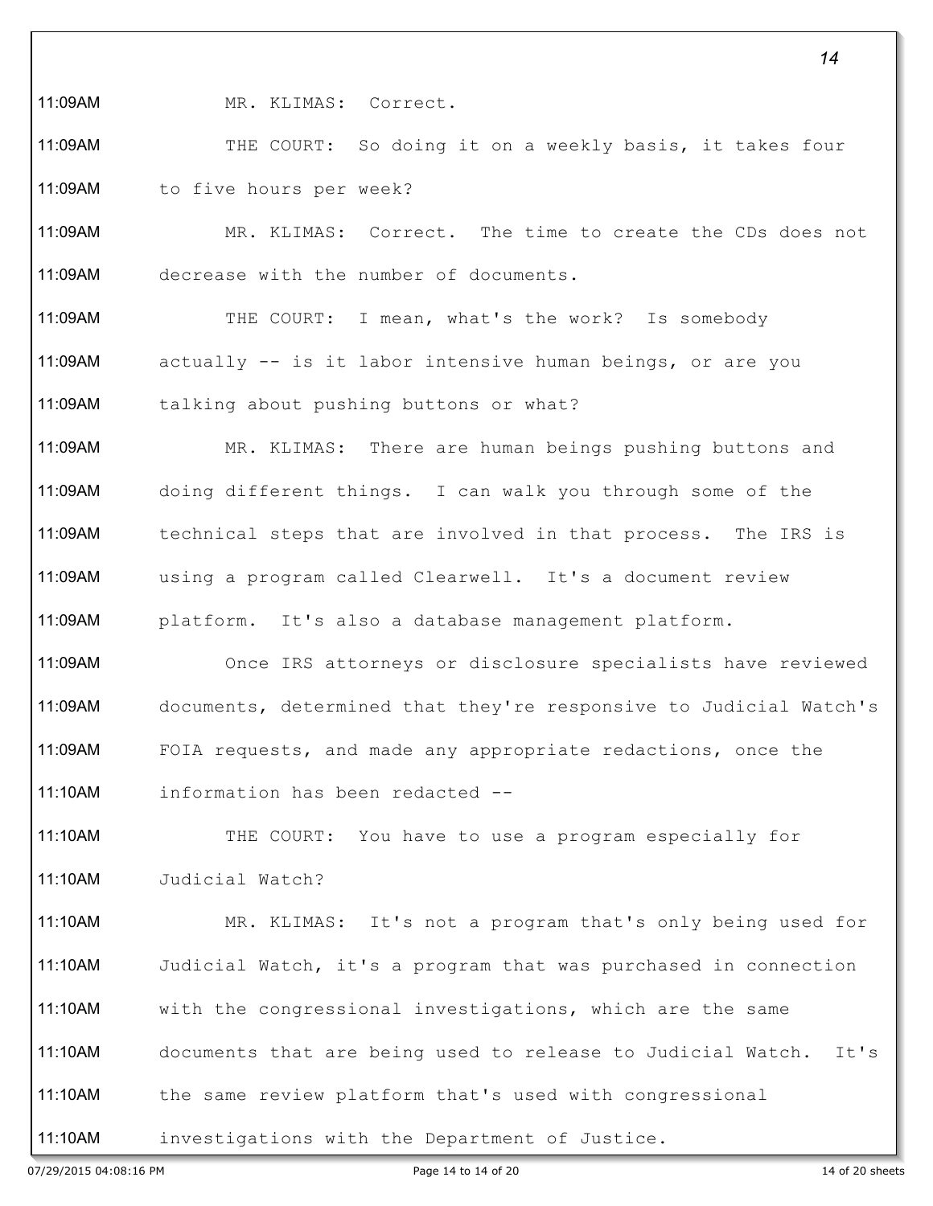MR. KLIMAS: Correct.

THE COURT: So doing it on a weekly basis, it takes four to five hours per week?

MR. KLIMAS: Correct. The time to create the CDs does not decrease with the number of documents.

THE COURT: I mean, what's the work? Is somebody actually -- is it labor intensive human beings, or are you talking about pushing buttons or what?

MR. KLIMAS: There are human beings pushing buttons and doing different things. I can walk you through some of the technical steps that are involved in that process. The IRS is using a program called Clearwell. It's a document review platform. It's also a database management platform.

Once IRS attorneys or disclosure specialists have reviewed documents, determined that they're responsive to Judicial Watch's FOIA requests, and made any appropriate redactions, once the information has been redacted --

THE COURT: You have to use a program especially for Judicial Watch?

MR. KLIMAS: It's not a program that's only being used for Judicial Watch, it's a program that was purchased in connection with the congressional investigations, which are the same documents that are being used to release to Judicial Watch. It's the same review platform that's used with congressional investigations with the Department of Justice.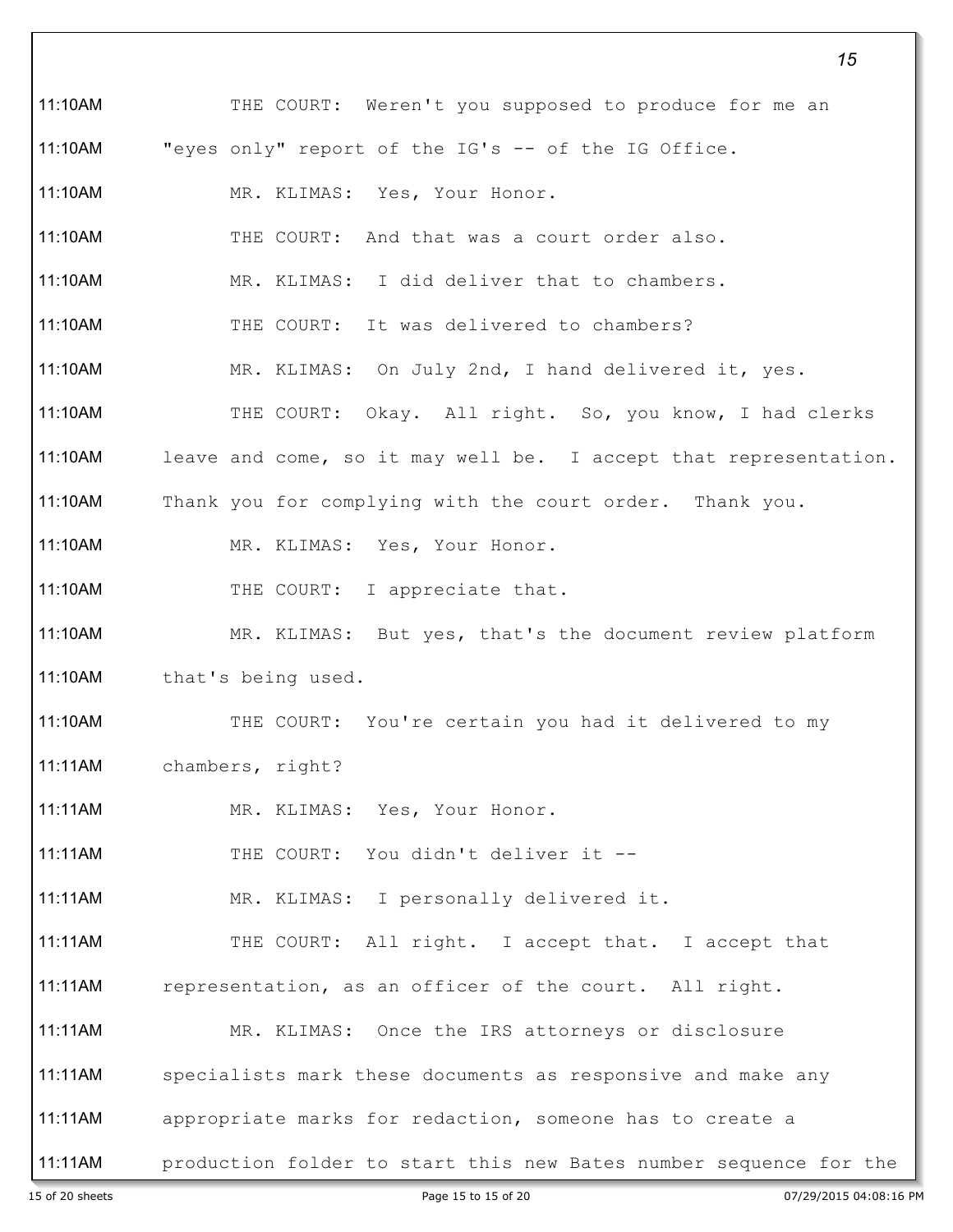11:10AM THE COURT: Weren't you supposed to produce for me an "eyes only" report of the IG's -- of the IG Office.

11:10AM MR. KLIMAS: Yes, Your Honor.

11:10AM THE COURT: And that was a court order also.

11:10AM MR. KLIMAS: I did deliver that to chambers.

11:10AM THE COURT: It was delivered to chambers?

11:10AM MR. KLIMAS: On July 2nd, I hand delivered it, yes.

11:10AM THE COURT: Okay. All right. So, you know, I had clerks leave and come, so it may well be. I accept that representation. Thank you for complying with the court order. Thank you.

11:10AM MR. KLIMAS: Yes, Your Honor.

11:10AM THE COURT: I appreciate that.

11:10AM MR. KLIMAS: But yes, that's the document review platform that's being used.

11:10AM THE COURT: You're certain you had it delivered to my chambers, right?

11:11AM MR. KLIMAS: Yes, Your Honor.

11:11AM THE COURT: You didn't deliver it --

11:11AM MR. KLIMAS: I personally delivered it.

11:11AM THE COURT: All right. I accept that. I accept that representation, as an officer of the court. All right.

11:11AM MR. KLIMAS: Once the IRS attorneys or disclosure specialists mark these documents as responsive and make any appropriate marks for redaction, someone has to create a production folder to start this new Bates number sequence for the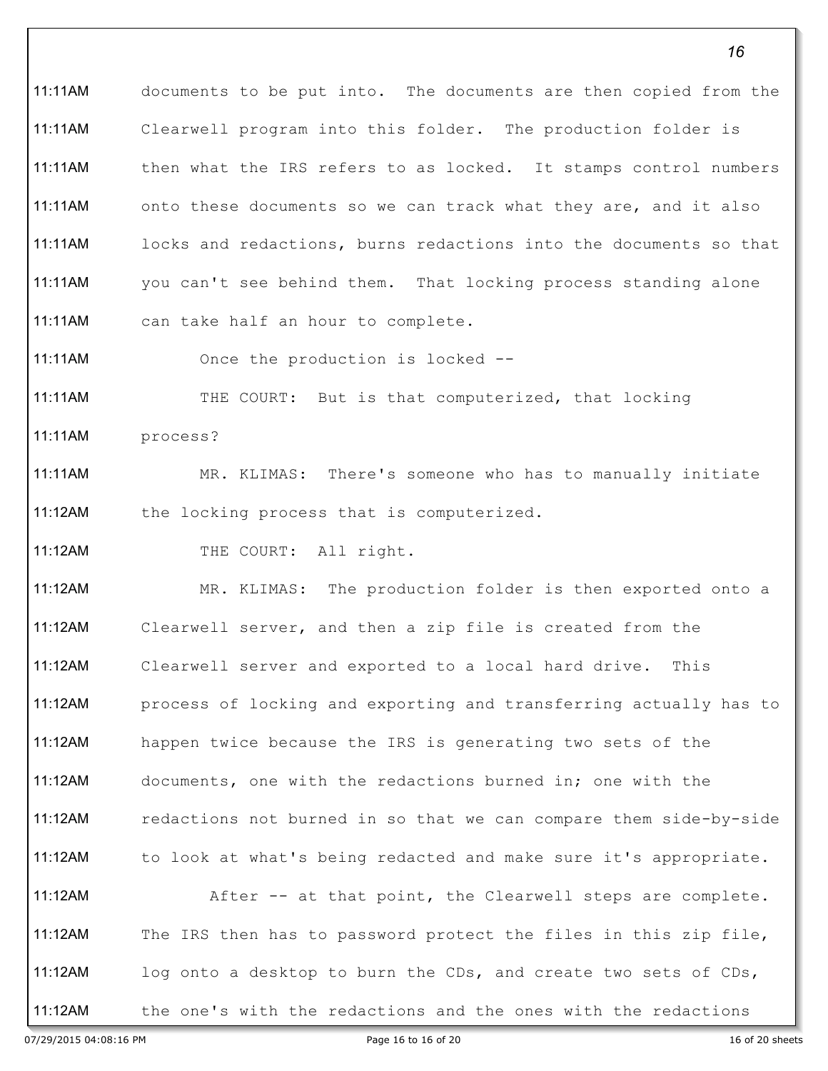documents to be put into. The documents are then copied from the Clearwell program into this folder. The production folder is then what the IRS refers to as locked. It stamps control numbers onto these documents so we can track what they are, and it also locks and redactions, burns redactions into the documents so that you can't see behind them. That locking process standing alone can take half an hour to complete.

Once the production is locked --

THE COURT: But is that computerized, that locking process?

MR. KLIMAS: There's someone who has to manually initiate the locking process that is computerized.

THE COURT: All right.

MR. KLIMAS: The production folder is then exported onto a Clearwell server, and then a zip file is created from the Clearwell server and exported to a local hard drive. This process of locking and exporting and transferring actually has to happen twice because the IRS is generating two sets of the documents, one with the redactions burned in; one with the redactions not burned in so that we can compare them side-by-side to look at what's being redacted and make sure it's appropriate.

After -- at that point, the Clearwell steps are complete. The IRS then has to password protect the files in this zip file, log onto a desktop to burn the CDs, and create two sets of CDs, the one's with the redactions and the ones with the redactions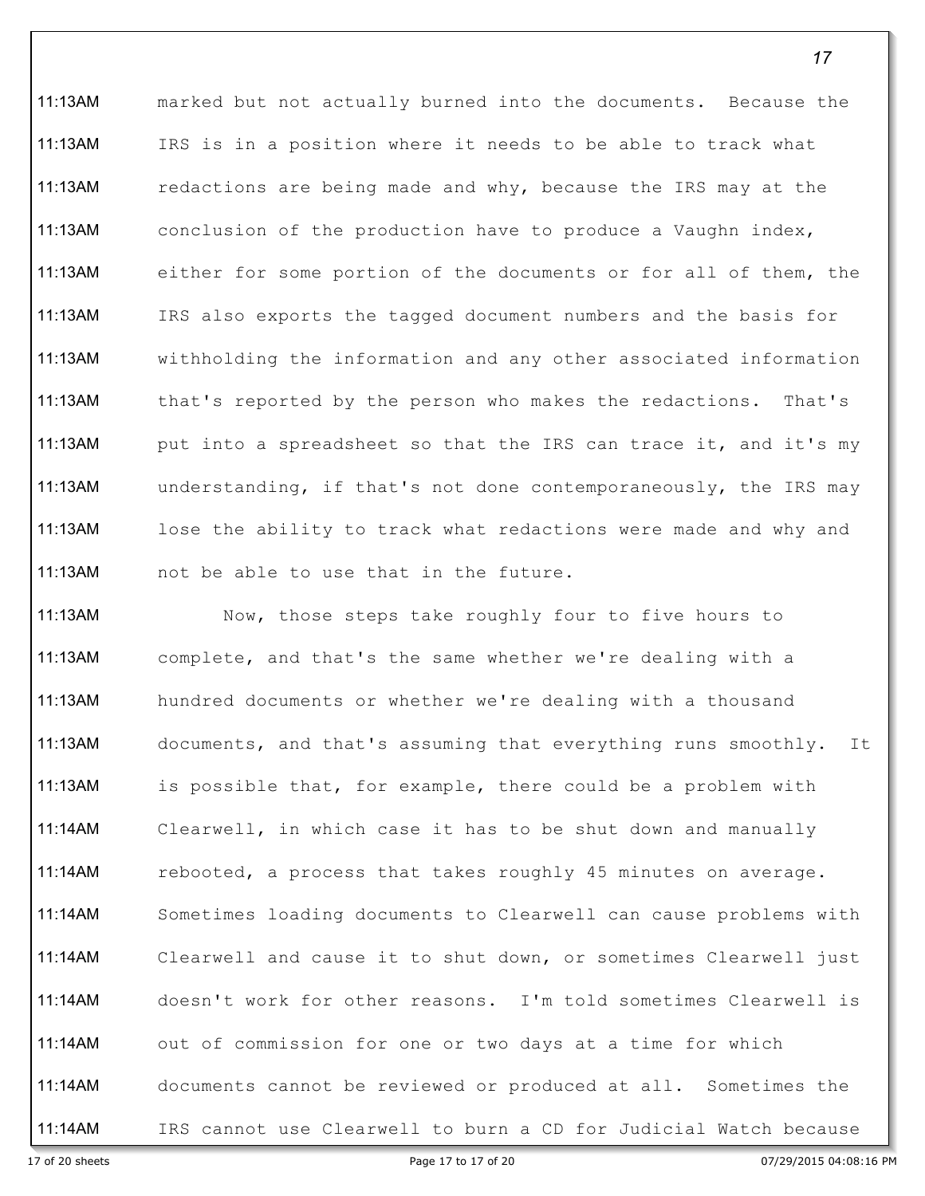marked but not actually burned into the documents. Because the IRS is in a position where it needs to be able to track what redactions are being made and why, because the IRS may at the conclusion of the production have to produce a Vaughn index, either for some portion of the documents or for all of them, the IRS also exports the tagged document numbers and the basis for withholding the information and any other associated information that's reported by the person who makes the redactions. That's put into a spreadsheet so that the IRS can trace it, and it's my understanding, if that's not done contemporaneously, the IRS may lose the ability to track what redactions were made and why and not be able to use that in the future.

Now, those steps take roughly four to five hours to complete, and that's the same whether we're dealing with a hundred documents or whether we're dealing with a thousand documents, and that's assuming that everything runs smoothly. It is possible that, for example, there could be a problem with Clearwell, in which case it has to be shut down and manually rebooted, a process that takes roughly 45 minutes on average. Sometimes loading documents to Clearwell can cause problems with Clearwell and cause it to shut down, or sometimes Clearwell just doesn't work for other reasons. I'm told sometimes Clearwell is out of commission for one or two days at a time for which documents cannot be reviewed or produced at all. Sometimes the IRS cannot use Clearwell to burn a CD for Judicial Watch because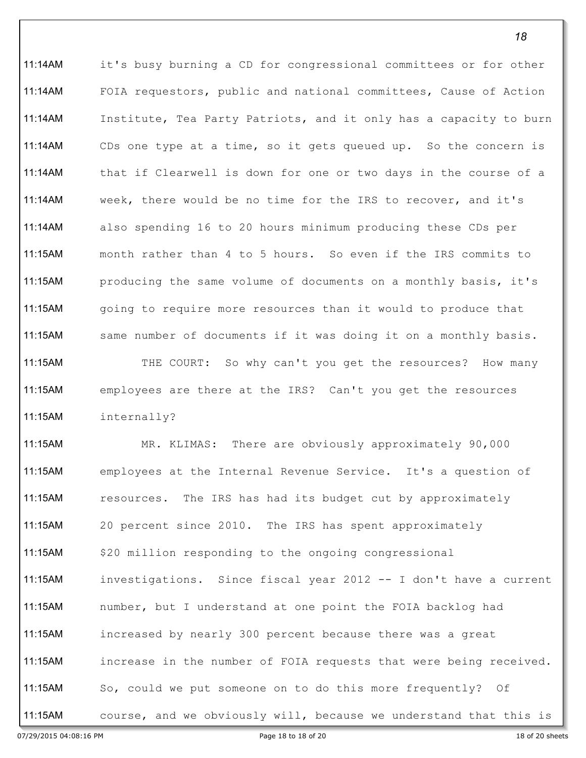11:14AM it's busy burning a CD for congressional committees or for other
11:14AM FOIA requestors, public and national committees, Cause of Action
11:14AM Institute, Tea Party Patriots, and it only has a capacity to burn
11:14AM CDs one type at a time, so it gets queued up. So the concern is
11:14AM that if Clearwell is down for one or two days in the course of a
11:14AM week, there would be no time for the IRS to recover, and it's
11:14AM also spending 16 to 20 hours minimum producing these CDs per
11:15AM month rather than 4 to 5 hours. So even if the IRS commits to
11:15AM producing the same volume of documents on a monthly basis, it's
11:15AM going to require more resources than it would to produce that
11:15AM same number of documents if it was doing it on a monthly basis.
11:15AM THE COURT: So why can't you get the resources? How many
11:15AM employees are there at the IRS? Can't you get the resources
11:15AM internally?
11:15AM MR. KLIMAS: There are obviously approximately 90,000
11:15AM employees at the Internal Revenue Service. It's a question of
11:15AM resources. The IRS has had its budget cut by approximately
11:15AM 20 percent since 2010. The IRS has spent approximately
11:15AM $20 million responding to the ongoing congressional
11:15AM investigations. Since fiscal year 2012 -- I don't have a current
11:15AM number, but I understand at one point the FOIA backlog had
11:15AM increased by nearly 300 percent because there was a great
11:15AM increase in the number of FOIA requests that were being received.
11:15AM So, could we put someone on to do this more frequently? Of
11:15AM course, and we obviously will, because we understand that this is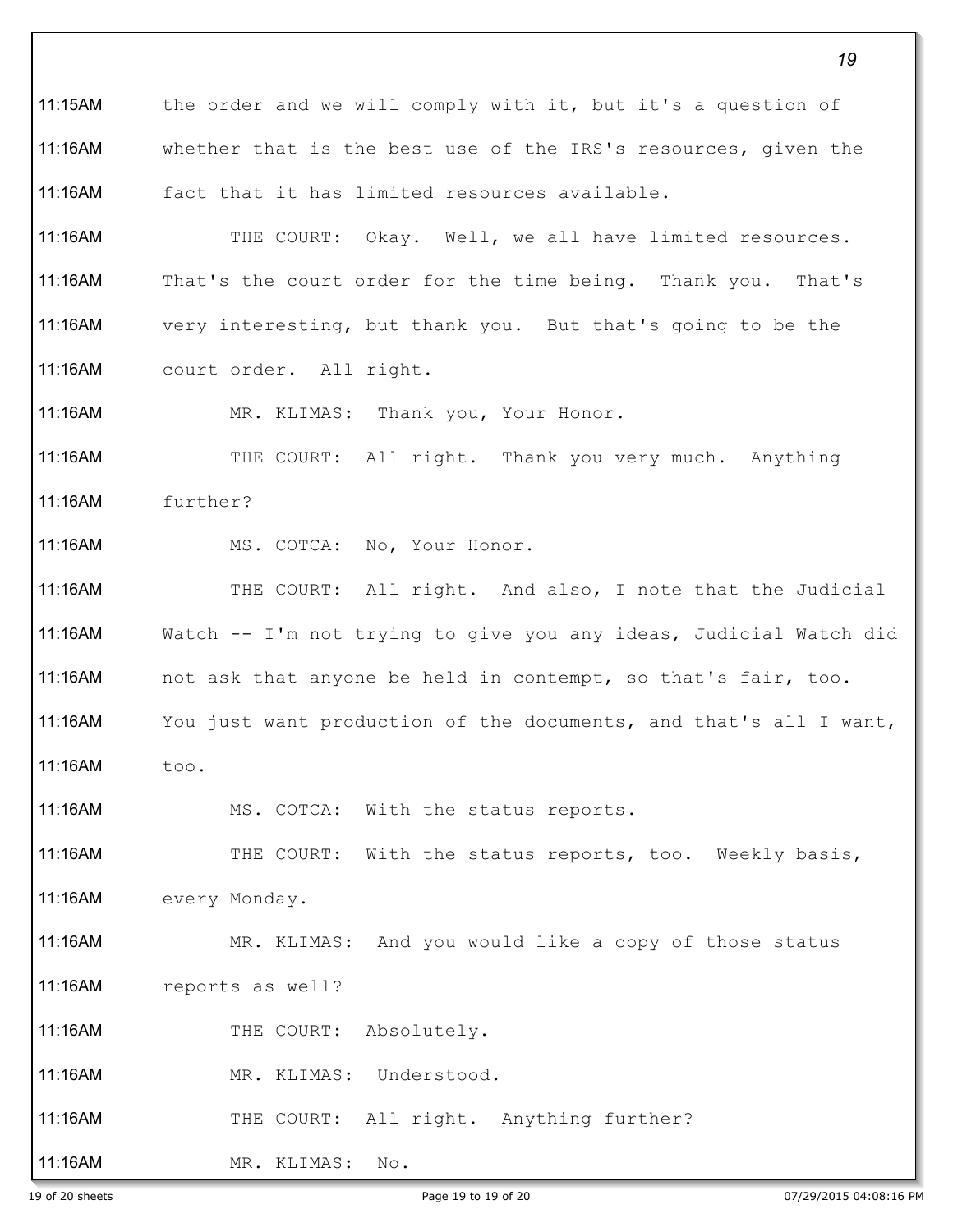11:15AM the order and we will comply with it, but it's a question of

11:16AM whether that is the best use of the IRS's resources, given the

11:16AM fact that it has limited resources available.

11:16AM THE COURT: Okay. Well, we all have limited resources.

11:16AM That's the court order for the time being. Thank you. That's

11:16AM very interesting, but thank you. But that's going to be the

11:16AM court order. All right.

11:16AM MR. KLIMAS: Thank you, Your Honor.

11:16AM THE COURT: All right. Thank you very much. Anything

11:16AM further?

11:16AM MS. COTCA: No, Your Honor.

11:16AM THE COURT: All right. And also, I note that the Judicial

11:16AM Watch -- I'm not trying to give you any ideas, Judicial Watch did

11:16AM not ask that anyone be held in contempt, so that's fair, too.

11:16AM You just want production of the documents, and that's all I want,

11:16AM too.

11:16AM MS. COTCA: With the status reports.

11:16AM THE COURT: With the status reports, too. Weekly basis,

11:16AM every Monday.

11:16AM MR. KLIMAS: And you would like a copy of those status

11:16AM reports as well?

11:16AM THE COURT: Absolutely.

11:16AM MR. KLIMAS: Understood.

11:16AM THE COURT: All right. Anything further?

11:16AM MR. KLIMAS: No.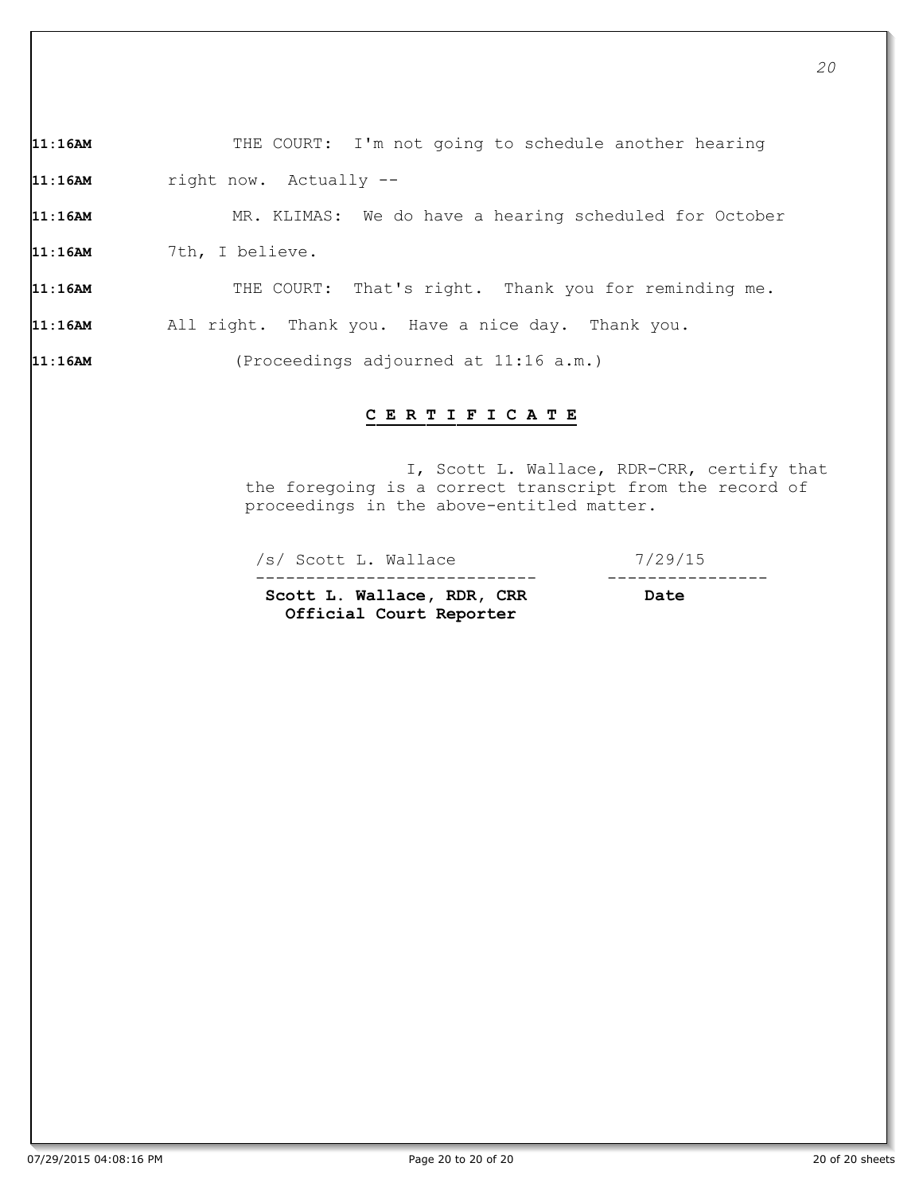11:16AM THE COURT: I'm not going to schedule another hearing

11:16AM right now. Actually --

11:16AM MR. KLIMAS: We do have a hearing scheduled for October

11:16AM 7th, I believe.

11:16AM THE COURT: That's right. Thank you for reminding me.

11:16AM All right. Thank you. Have a nice day. Thank you.

11:16AM (Proceedings adjourned at 11:16 a.m.)

## C E R T I F I C A T E

I, Scott L. Wallace, RDR-CRR, certify that the foregoing is a correct transcript from the record of proceedings in the above-entitled matter.

| | |
|---|---|
| /s/ Scott L. Wallace | 7/29/15 |
| **Scott L. Wallace, RDR, CRR** | **Date** |
| **Official Court Reporter** | |